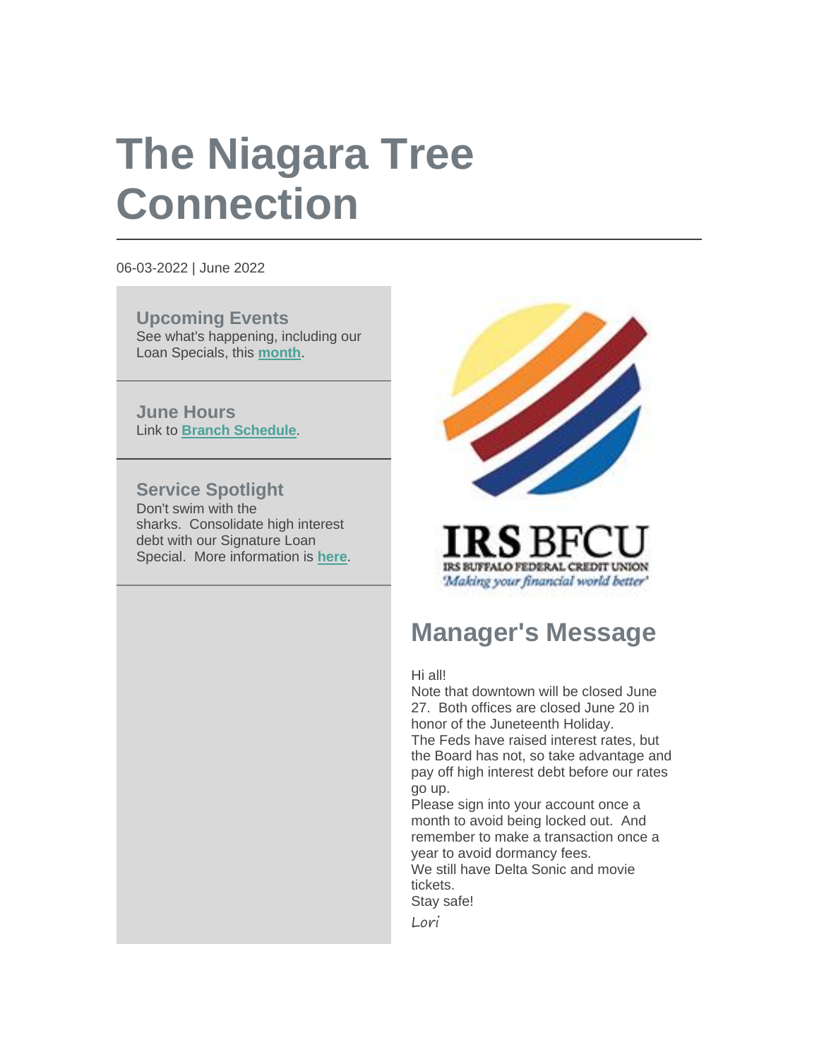# The Niagara Tree Connection

06-03-2022 | June 2022

### Upcoming Events

See what's happening, including our Loan Specials, this **month**.

### June Hours

Link to **Branch Schedule**.

### Service Spotlight

Don't swim with the sharks. Consolidate high interest debt with our Signature Loan Special. More information is **here**.

IRS BFCU
IRS BUFFALO FEDERAL CREDIT UNION
*'Making your financial world better'*

## Manager's Message

Hi all!
Note that downtown will be closed June 27. Both offices are closed June 20 in honor of the Juneteenth Holiday.
The Feds have raised interest rates, but the Board has not, so take advantage and pay off high interest debt before our rates go up.
Please sign into your account once a month to avoid being locked out. And remember to make a transaction once a year to avoid dormancy fees.
We still have Delta Sonic and movie tickets.
Stay safe!
*Lori*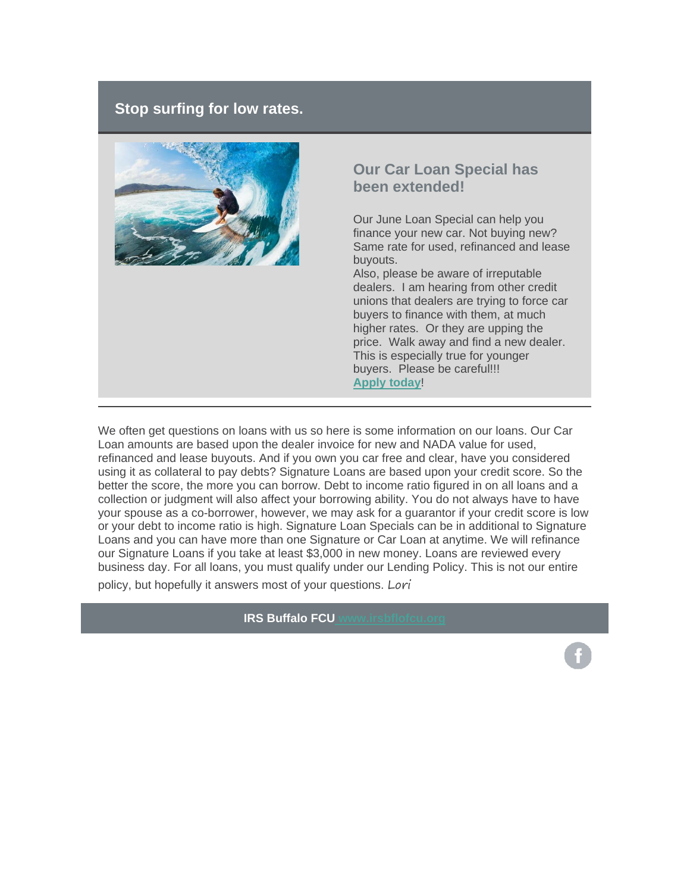## Stop surfing for low rates.

### Our Car Loan Special has been extended!

Our June Loan Special can help you finance your new car. Not buying new? Same rate for used, refinanced and lease buyouts.
Also, please be aware of irreputable dealers. I am hearing from other credit unions that dealers are trying to force car buyers to finance with them, at much higher rates. Or they are upping the price. Walk away and find a new dealer. This is especially true for younger buyers. Please be careful!!!
**Apply today**!

---

We often get questions on loans with us so here is some information on our loans. Our Car Loan amounts are based upon the dealer invoice for new and NADA value for used, refinanced and lease buyouts. And if you own you car free and clear, have you considered using it as collateral to pay debts? Signature Loans are based upon your credit score. So the better the score, the more you can borrow. Debt to income ratio figured in on all loans and a collection or judgment will also affect your borrowing ability. You do not always have to have your spouse as a co-borrower, however, we may ask for a guarantor if your credit score is low or your debt to income ratio is high. Signature Loan Specials can be in additional to Signature Loans and you can have more than one Signature or Car Loan at anytime. We will refinance our Signature Loans if you take at least $3,000 in new money. Loans are reviewed every business day. For all loans, you must qualify under our Lending Policy. This is not our entire policy, but hopefully it answers most of your questions. *Lori*

**IRS Buffalo FCU** www.irsbflofcu.org